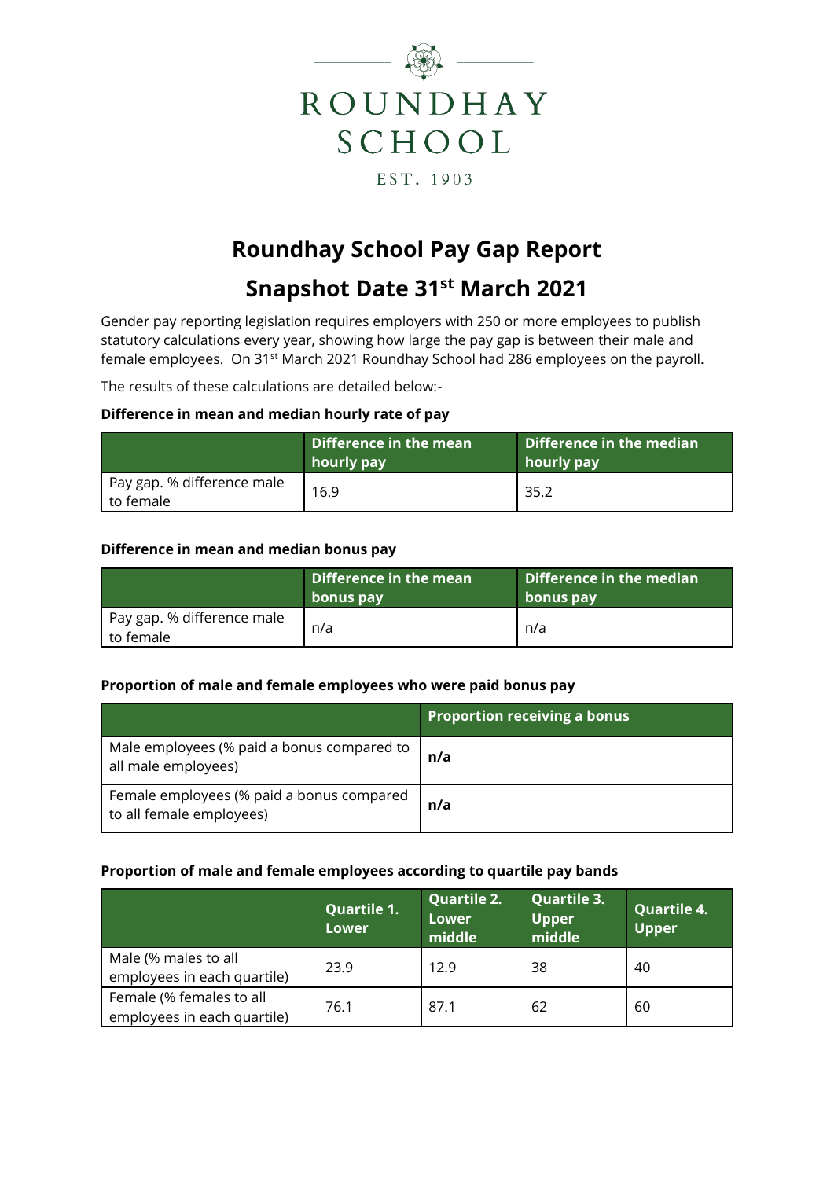ROUNDHAY SCHOOL

EST. 1903

# Roundhay School Pay Gap Report

## Snapshot Date 31st March 2021

Gender pay reporting legislation requires employers with 250 or more employees to publish statutory calculations every year, showing how large the pay gap is between their male and female employees. On 31st March 2021 Roundhay School had 286 employees on the payroll.

The results of these calculations are detailed below:-

**Difference in mean and median hourly rate of pay**

| | Difference in the mean hourly pay | Difference in the median hourly pay |
|---|---|---|
| Pay gap. % difference male to female | 16.9 | 35.2 |

**Difference in mean and median bonus pay**

| | Difference in the mean bonus pay | Difference in the median bonus pay |
|---|---|---|
| Pay gap. % difference male to female | n/a | n/a |

**Proportion of male and female employees who were paid bonus pay**

| | Proportion receiving a bonus |
|---|---|
| Male employees (% paid a bonus compared to all male employees) | **n/a** |
| Female employees (% paid a bonus compared to all female employees) | **n/a** |

**Proportion of male and female employees according to quartile pay bands**

| | Quartile 1. Lower | Quartile 2. Lower middle | Quartile 3. Upper middle | Quartile 4. Upper |
|---|---|---|---|---|
| Male (% males to all employees in each quartile) | 23.9 | 12.9 | 38 | 40 |
| Female (% females to all employees in each quartile) | 76.1 | 87.1 | 62 | 60 |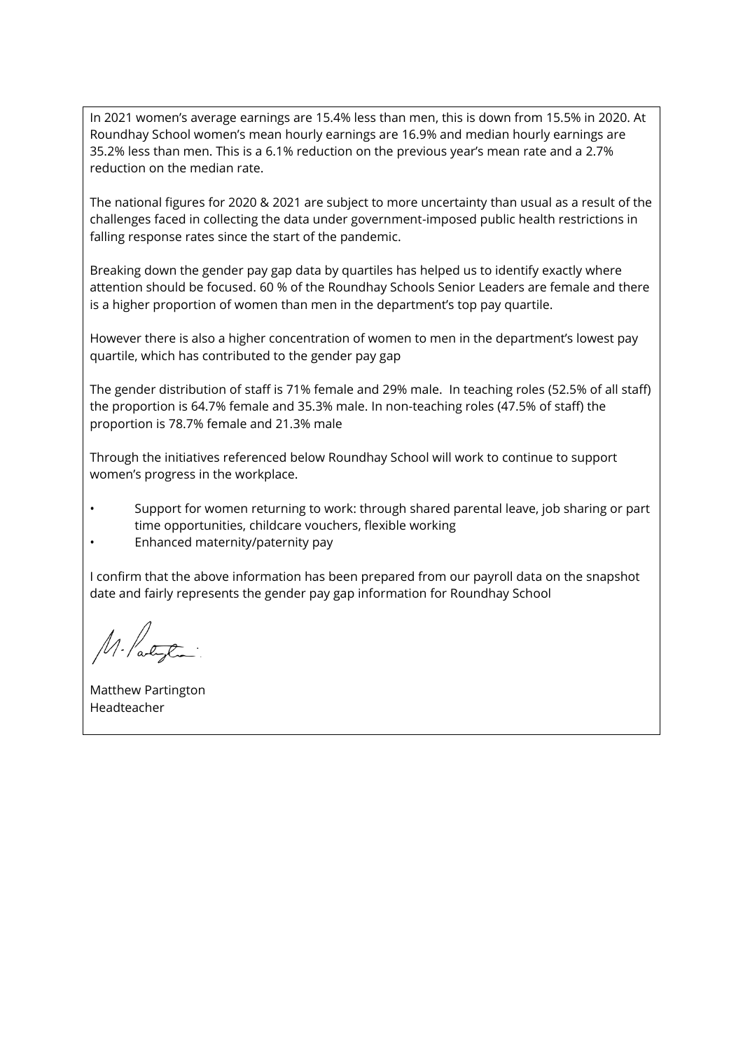In 2021 women's average earnings are 15.4% less than men, this is down from 15.5% in 2020. At Roundhay School women's mean hourly earnings are 16.9% and median hourly earnings are 35.2% less than men. This is a 6.1% reduction on the previous year's mean rate and a 2.7% reduction on the median rate.

The national figures for 2020 & 2021 are subject to more uncertainty than usual as a result of the challenges faced in collecting the data under government-imposed public health restrictions in falling response rates since the start of the pandemic.

Breaking down the gender pay gap data by quartiles has helped us to identify exactly where attention should be focused. 60 % of the Roundhay Schools Senior Leaders are female and there is a higher proportion of women than men in the department's top pay quartile.

However there is also a higher concentration of women to men in the department's lowest pay quartile, which has contributed to the gender pay gap

The gender distribution of staff is 71% female and 29% male. In teaching roles (52.5% of all staff) the proportion is 64.7% female and 35.3% male. In non-teaching roles (47.5% of staff) the proportion is 78.7% female and 21.3% male

Through the initiatives referenced below Roundhay School will work to continue to support women's progress in the workplace.

- Support for women returning to work: through shared parental leave, job sharing or part time opportunities, childcare vouchers, flexible working
- Enhanced maternity/paternity pay

I confirm that the above information has been prepared from our payroll data on the snapshot date and fairly represents the gender pay gap information for Roundhay School

M. Partington

Matthew Partington
Headteacher